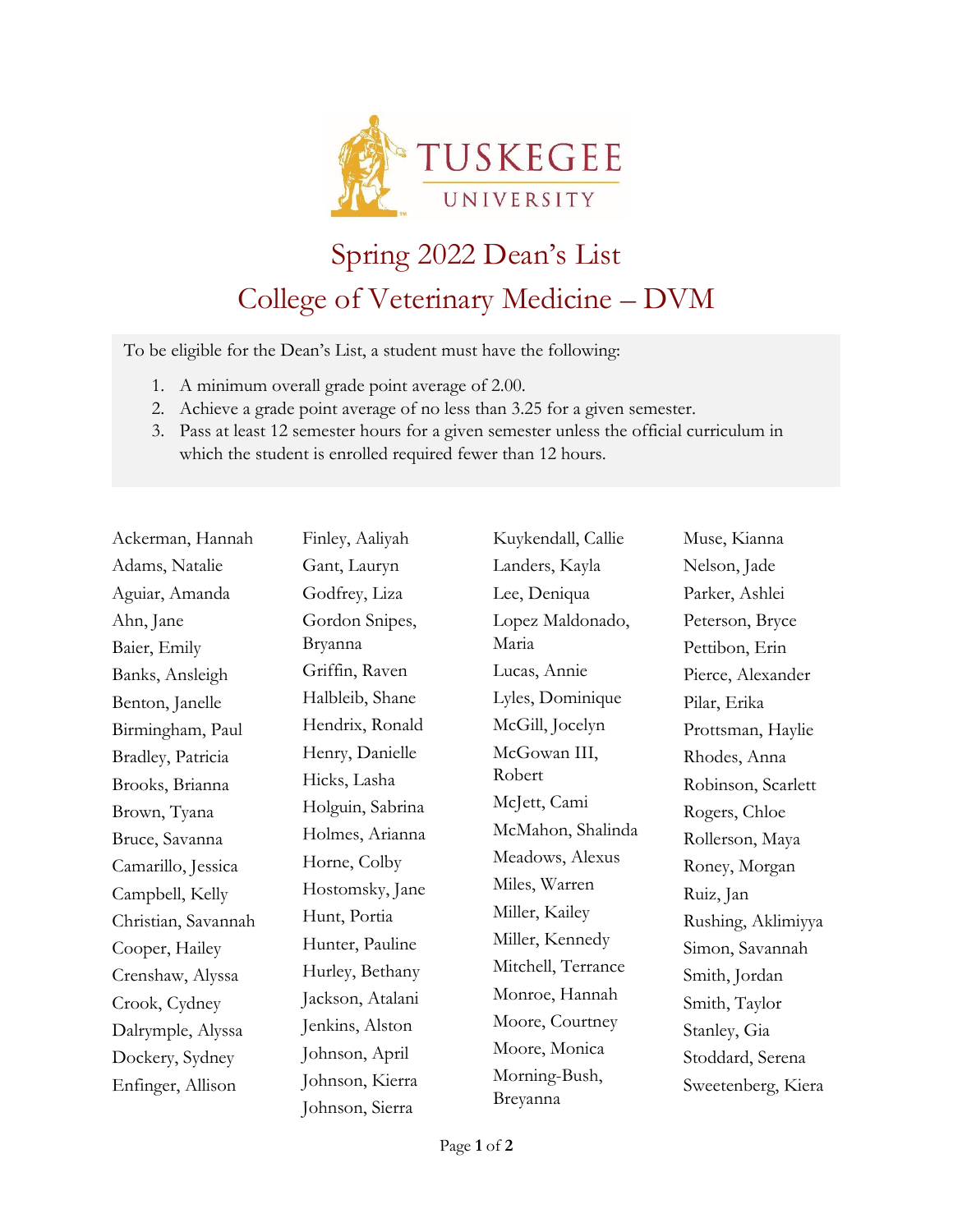TUSKEGEE UNIVERSITY

# Spring 2022 Dean's List

## College of Veterinary Medicine – DVM

To be eligible for the Dean's List, a student must have the following:

1. A minimum overall grade point average of 2.00.
2. Achieve a grade point average of no less than 3.25 for a given semester.
3. Pass at least 12 semester hours for a given semester unless the official curriculum in which the student is enrolled required fewer than 12 hours.

Ackerman, Hannah
Adams, Natalie
Aguiar, Amanda
Ahn, Jane
Baier, Emily
Banks, Ansleigh
Benton, Janelle
Birmingham, Paul
Bradley, Patricia
Brooks, Brianna
Brown, Tyana
Bruce, Savanna
Camarillo, Jessica
Campbell, Kelly
Christian, Savannah
Cooper, Hailey
Crenshaw, Alyssa
Crook, Cydney
Dalrymple, Alyssa
Dockery, Sydney
Enfinger, Allison
Finley, Aaliyah
Gant, Lauryn
Godfrey, Liza
Gordon Snipes, Bryanna
Griffin, Raven
Halbleib, Shane
Hendrix, Ronald
Henry, Danielle
Hicks, Lasha
Holguin, Sabrina
Holmes, Arianna
Horne, Colby
Hostomsky, Jane
Hunt, Portia
Hunter, Pauline
Hurley, Bethany
Jackson, Atalani
Jenkins, Alston
Johnson, April
Johnson, Kierra
Johnson, Sierra
Kuykendall, Callie
Landers, Kayla
Lee, Deniqua
Lopez Maldonado, Maria
Lucas, Annie
Lyles, Dominique
McGill, Jocelyn
McGowan III, Robert
McJett, Cami
McMahon, Shalinda
Meadows, Alexus
Miles, Warren
Miller, Kailey
Miller, Kennedy
Mitchell, Terrance
Monroe, Hannah
Moore, Courtney
Moore, Monica
Morning-Bush, Breyanna
Muse, Kianna
Nelson, Jade
Parker, Ashlei
Peterson, Bryce
Pettibon, Erin
Pierce, Alexander
Pilar, Erika
Prottsman, Haylie
Rhodes, Anna
Robinson, Scarlett
Rogers, Chloe
Rollerson, Maya
Roney, Morgan
Ruiz, Jan
Rushing, Aklimiyya
Simon, Savannah
Smith, Jordan
Smith, Taylor
Stanley, Gia
Stoddard, Serena
Sweetenberg, Kiera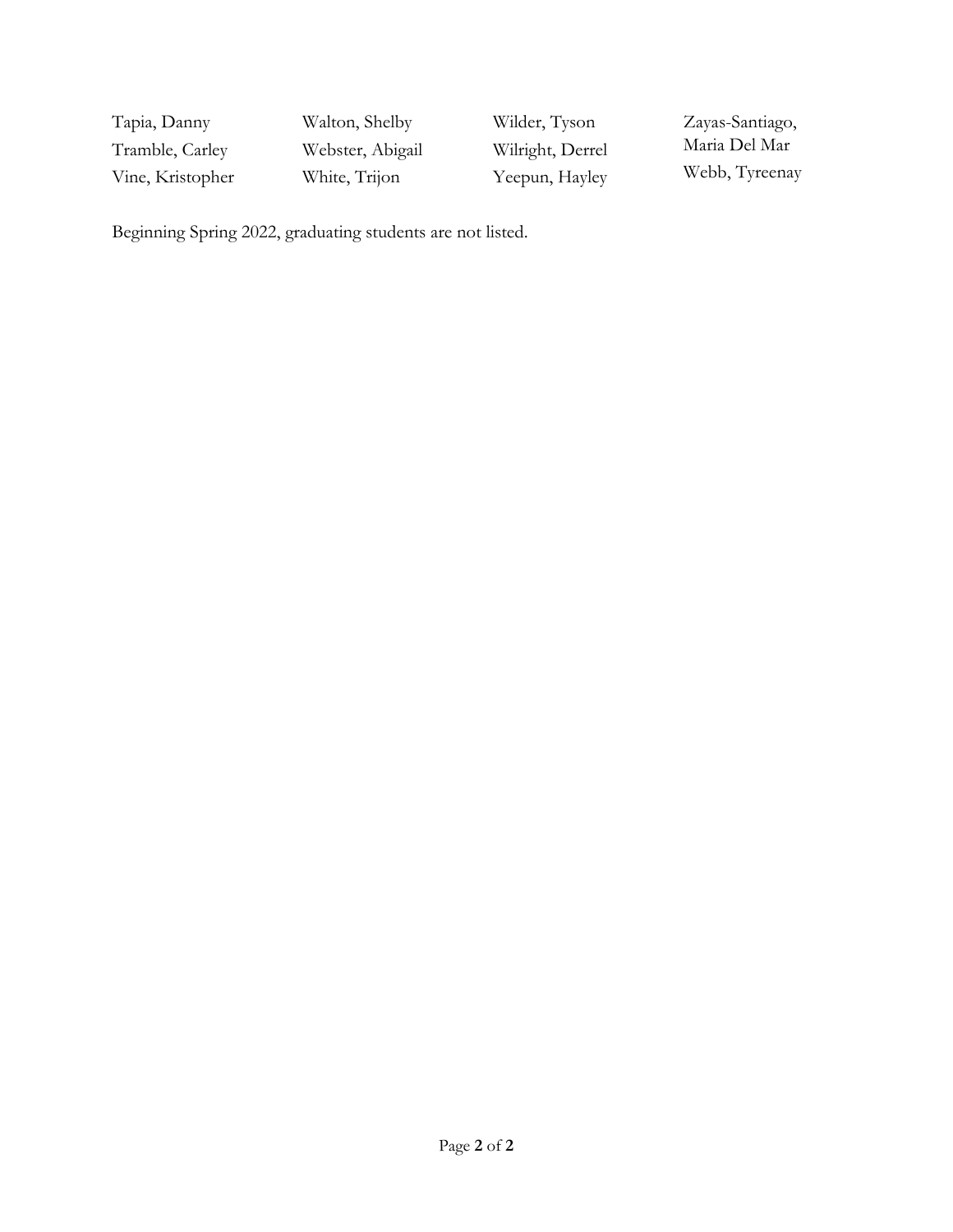Tapia, Danny
Tramble, Carley
Vine, Kristopher
Walton, Shelby
Webster, Abigail
White, Trijon
Wilder, Tyson
Wilright, Derrel
Yeepun, Hayley
Zayas-Santiago, Maria Del Mar
Webb, Tyreenay

Beginning Spring 2022, graduating students are not listed.